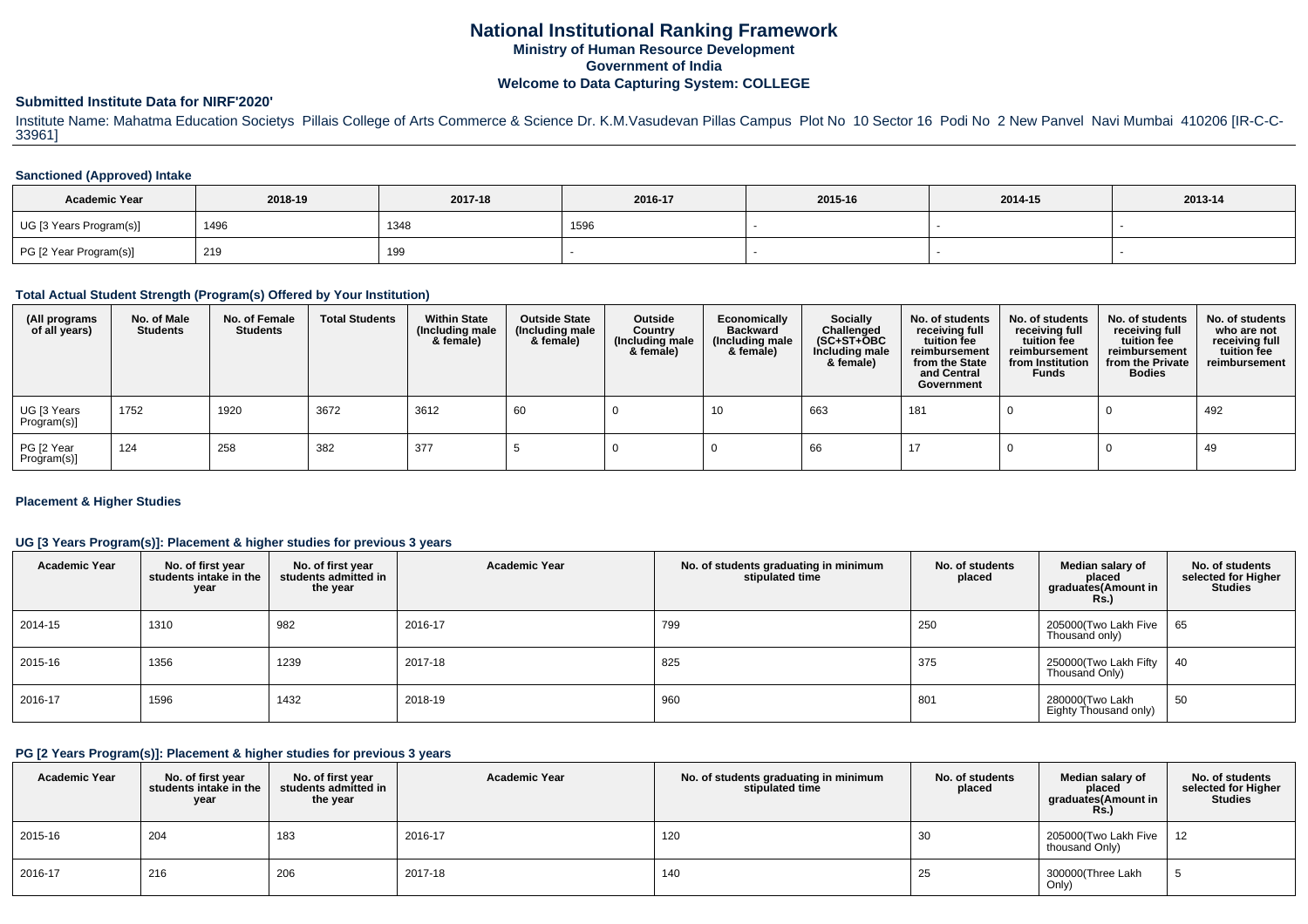# National Institutional Ranking Framework

**Ministry of Human Resource Development**

**Government of India**

**Welcome to Data Capturing System: COLLEGE**

## Submitted Institute Data for NIRF'2020'

Institute Name: Mahatma Education Societys Pillais College of Arts Commerce & Science Dr. K.M.Vasudevan Pillas Campus Plot No 10 Sector 16 Podi No 2 New Panvel Navi Mumbai 410206 [IR-C-C-33961]

### Sanctioned (Approved) Intake

| Academic Year | 2018-19 | 2017-18 | 2016-17 | 2015-16 | 2014-15 | 2013-14 |
|---|---|---|---|---|---|---|
| UG [3 Years Program(s)] | 1496 | 1348 | 1596 | - | - | - |
| PG [2 Year Program(s)] | 219 | 199 | - | - | - | - |

### Total Actual Student Strength (Program(s) Offered by Your Institution)

| (All programs of all years) | No. of Male Students | No. of Female Students | Total Students | Within State (Including male & female) | Outside State (Including male & female) | Outside Country (Including male & female) | Economically Backward (Including male & female) | Socially Challenged (SC+ST+OBC Including male & female) | No. of students receiving full tuition fee reimbursement from the State and Central Government | No. of students receiving full tuition fee reimbursement from Institution Funds | No. of students receiving full tuition fee reimbursement from the Private Bodies | No. of students who are not receiving full tuition fee reimbursement |
|---|---|---|---|---|---|---|---|---|---|---|---|---|
| UG [3 Years Program(s)] | 1752 | 1920 | 3672 | 3612 | 60 | 0 | 10 | 663 | 181 | 0 | 0 | 492 |
| PG [2 Year Program(s)] | 124 | 258 | 382 | 377 | 5 | 0 | 0 | 66 | 17 | 0 | 0 | 49 |

### Placement & Higher Studies

#### UG [3 Years Program(s)]: Placement & higher studies for previous 3 years

| Academic Year | No. of first year students intake in the year | No. of first year students admitted in the year | Academic Year | No. of students graduating in minimum stipulated time | No. of students placed | Median salary of placed graduates(Amount in Rs.) | No. of students selected for Higher Studies |
|---|---|---|---|---|---|---|---|
| 2014-15 | 1310 | 982 | 2016-17 | 799 | 250 | 205000(Two Lakh Five Thousand only) | 65 |
| 2015-16 | 1356 | 1239 | 2017-18 | 825 | 375 | 250000(Two Lakh Fifty Thousand Only) | 40 |
| 2016-17 | 1596 | 1432 | 2018-19 | 960 | 801 | 280000(Two Lakh Eighty Thousand only) | 50 |

#### PG [2 Years Program(s)]: Placement & higher studies for previous 3 years

| Academic Year | No. of first year students intake in the year | No. of first year students admitted in the year | Academic Year | No. of students graduating in minimum stipulated time | No. of students placed | Median salary of placed graduates(Amount in Rs.) | No. of students selected for Higher Studies |
|---|---|---|---|---|---|---|---|
| 2015-16 | 204 | 183 | 2016-17 | 120 | 30 | 205000(Two Lakh Five thousand Only) | 12 |
| 2016-17 | 216 | 206 | 2017-18 | 140 | 25 | 300000(Three Lakh Only) | 5 |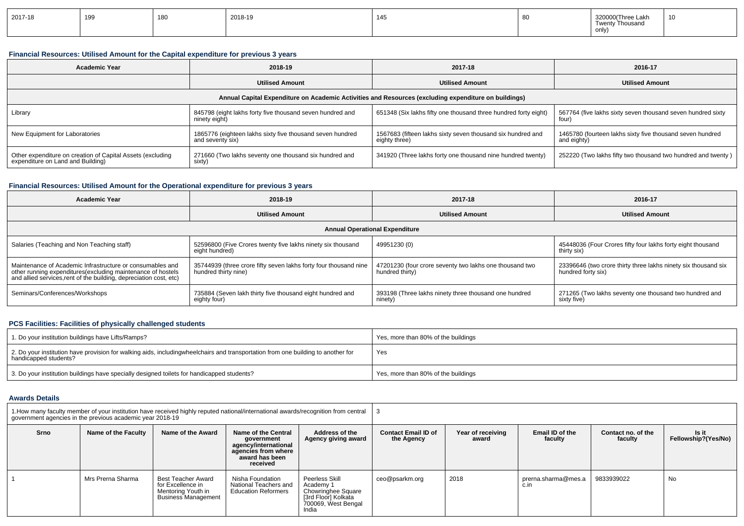| | | | | | | | |
|---|---|---|---|---|---|---|---|
| 2017-18 | 199 | 180 | 2018-19 | 145 | 80 | 320000(Three Lakh Twenty Thousand only) | 10 |

### Financial Resources: Utilised Amount for the Capital expenditure for previous 3 years

| Academic Year | 2018-19 | 2017-18 | 2016-17 |
|---|---|---|---|
| | Utilised Amount | Utilised Amount | Utilised Amount |
| Annual Capital Expenditure on Academic Activities and Resources (excluding expenditure on buildings) | | | |
| Library | 845798 (eight lakhs forty five thousand seven hundred and ninety eight) | 651348 (Six lakhs fifty one thousand three hundred forty eight) | 567764 (five lakhs sixty seven thousand seven hundred sixty four) |
| New Equipment for Laboratories | 1865776 (eighteen lakhs sixty five thousand seven hundred and seventy six) | 1567683 (fifteen lakhs sixty seven thousand six hundred and eighty three) | 1465780 (fourteen lakhs sixty five thousand seven hundred and eighty) |
| Other expenditure on creation of Capital Assets (excluding expenditure on Land and Building) | 271660 (Two lakhs seventy one thousand six hundred and sixty) | 341920 (Three lakhs forty one thousand nine hundred twenty) | 252220 (Two lakhs fifty two thousand two hundred and twenty ) |

### Financial Resources: Utilised Amount for the Operational expenditure for previous 3 years

| Academic Year | 2018-19 | 2017-18 | 2016-17 |
|---|---|---|---|
| | Utilised Amount | Utilised Amount | Utilised Amount |
| Annual Operational Expenditure | | | |
| Salaries (Teaching and Non Teaching staff) | 52596800 (Five Crores twenty five lakhs ninety six thousand eight hundred) | 49951230 (0) | 45448036 (Four Crores fifty four lakhs forty eight thousand thirty six) |
| Maintenance of Academic Infrastructure or consumables and other running expenditures(excluding maintenance of hostels and allied services,rent of the building, depreciation cost, etc) | 35744939 (three crore fifty seven lakhs forty four thousand nine hundred thirty nine) | 47201230 (four crore seventy two lakhs one thousand two hundred thirty) | 23396646 (two crore thirty three lakhs ninety six thousand six hundred forty six) |
| Seminars/Conferences/Workshops | 735884 (Seven lakh thirty five thousand eight hundred and eighty four) | 393198 (Three lakhs ninety three thousand one hundred ninety) | 271265 (Two lakhs seventy one thousand two hundred and sixty five) |

### PCS Facilities: Facilities of physically challenged students

| | |
|---|---|
| 1. Do your institution buildings have Lifts/Ramps? | Yes, more than 80% of the buildings |
| 2. Do your institution have provision for walking aids, includingwheelchairs and transportation from one building to another for handicapped students? | Yes |
| 3. Do your institution buildings have specially designed toilets for handicapped students? | Yes, more than 80% of the buildings |

### Awards Details

| 1.How many faculty member of your institution have received highly reputed national/international awards/recognition from central government agencies in the previous academic year 2018-19 | | | | | 3 | | | | |
|---|---|---|---|---|---|---|---|---|---|
| Srno | Name of the Faculty | Name of the Award | Name of the Central government agency/international agencies from where award has been received | Address of the Agency giving award | Contact Email ID of the Agency | Year of receiving award | Email ID of the faculty | Contact no. of the faculty | Is it Fellowship?(Yes/No) |
| 1 | Mrs Prerna Sharma | Best Teacher Award for Excellence in Mentoring Youth in Business Management | Nisha Foundation National Teachers and Education Reformers | Peerless Skill Academy 1 Chowringhee Square [3rd Floor] Kolkata 700069, West Bengal India | ceo@psarkm.org | 2018 | prerna.sharma@mes.ac.in | 9833939022 | No |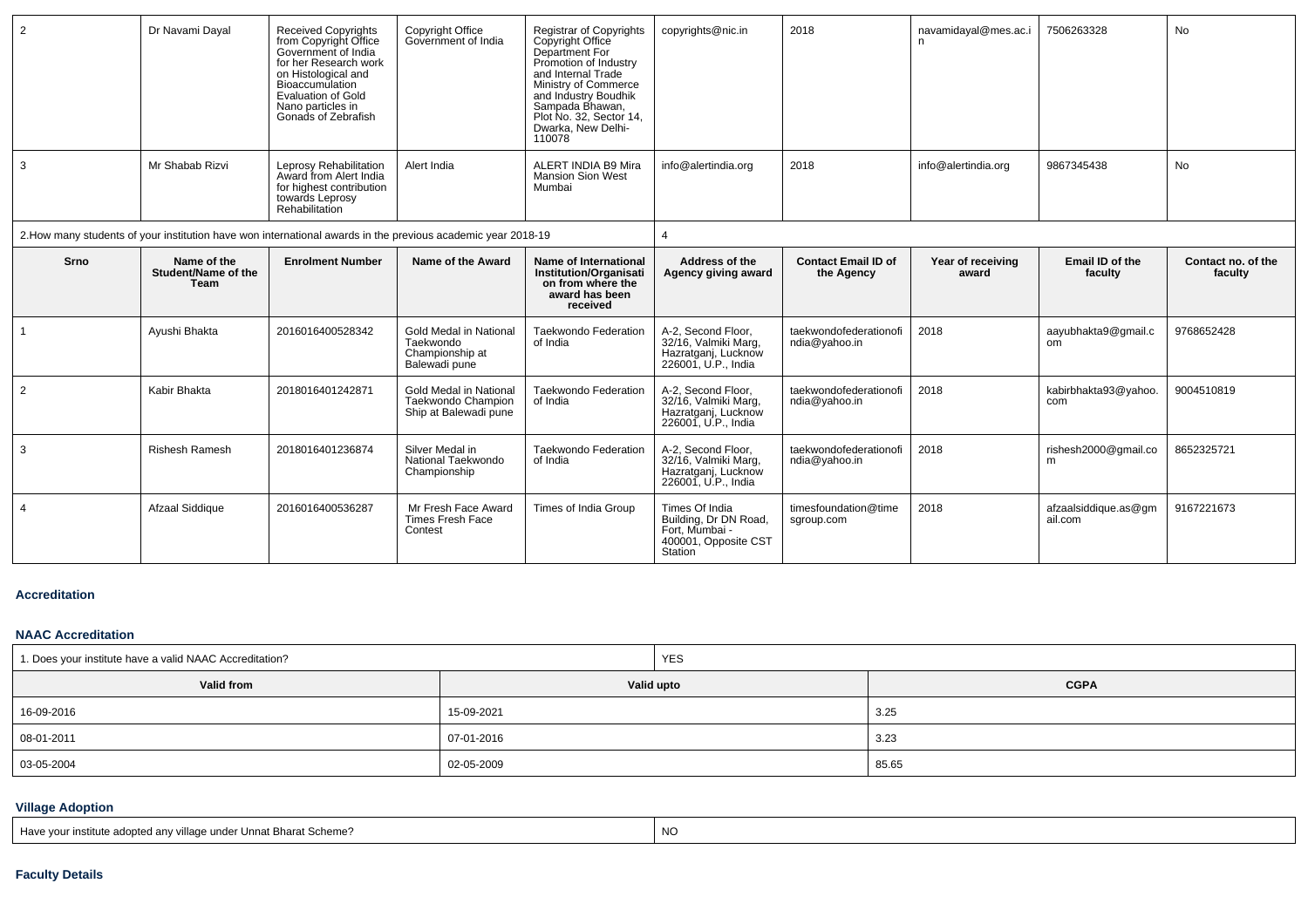| | | | | | | | | | |
|---|---|---|---|---|---|---|---|---|---|
| 2 | Dr Navami Dayal | Received Copyrights from Copyright Office Government of India for her Research work on Histological and Bioaccumulation Evaluation of Gold Nano particles in Gonads of Zebrafish | Copyright Office Government of India | Registrar of Copyrights Copyright Office Department For Promotion of Industry and Internal Trade Ministry of Commerce and Industry Boudhik Sampada Bhawan, Plot No. 32, Sector 14, Dwarka, New Delhi-110078 | copyrights@nic.in | 2018 | navamidayal@mes.ac.in | 7506263328 | No |
| 3 | Mr Shabab Rizvi | Leprosy Rehabilitation Award from Alert India for highest contribution towards Leprosy Rehabilitation | Alert India | ALERT INDIA B9 Mira Mansion Sion West Mumbai | info@alertindia.org | 2018 | info@alertindia.org | 9867345438 | No |

2.How many students of your institution have won international awards in the previous academic year 2018-19: 4

| Srno | Name of the Student/Name of the Team | Enrolment Number | Name of the Award | Name of International Institution/Organisation from where the award has been received | Address of the Agency giving award | Contact Email ID of the Agency | Year of receiving award | Email ID of the faculty | Contact no. of the faculty |
|---|---|---|---|---|---|---|---|---|---|
| 1 | Ayushi Bhakta | 2016016400528342 | Gold Medal in National Taekwondo Championship at Balewadi pune | Taekwondo Federation of India | A-2, Second Floor, 32/16, Valmiki Marg, Hazratganj, Lucknow 226001, U.P., India | taekwondofederationofindia@yahoo.in | 2018 | aayubhakta9@gmail.com | 9768652428 |
| 2 | Kabir Bhakta | 2018016401242871 | Gold Medal in National Taekwondo Champion Ship at Balewadi pune | Taekwondo Federation of India | A-2, Second Floor, 32/16, Valmiki Marg, Hazratganj, Lucknow 226001, U.P., India | taekwondofederationofindia@yahoo.in | 2018 | kabirbhakta93@yahoo.com | 9004510819 |
| 3 | Rishesh Ramesh | 2018016401236874 | Silver Medal in National Taekwondo Championship | Taekwondo Federation of India | A-2, Second Floor, 32/16, Valmiki Marg, Hazratganj, Lucknow 226001, U.P., India | taekwondofederationofindia@yahoo.in | 2018 | rishesh2000@gmail.com | 8652325721 |
| 4 | Afzaal Siddique | 2016016400536287 | Mr Fresh Face Award Times Fresh Face Contest | Times of India Group | Times Of India Building, Dr DN Road, Fort, Mumbai - 400001, Opposite CST Station | timesfoundation@timesgroup.com | 2018 | afzaalsiddique.as@gmail.com | 9167221673 |

### Accreditation

### NAAC Accreditation

1. Does your institute have a valid NAAC Accreditation? YES

| Valid from | Valid upto | CGPA |
|---|---|---|
| 16-09-2016 | 15-09-2021 | 3.25 |
| 08-01-2011 | 07-01-2016 | 3.23 |
| 03-05-2004 | 02-05-2009 | 85.65 |

### Village Adoption

| | |
|---|---|
| Have your institute adopted any village under Unnat Bharat Scheme? | NO |

### Faculty Details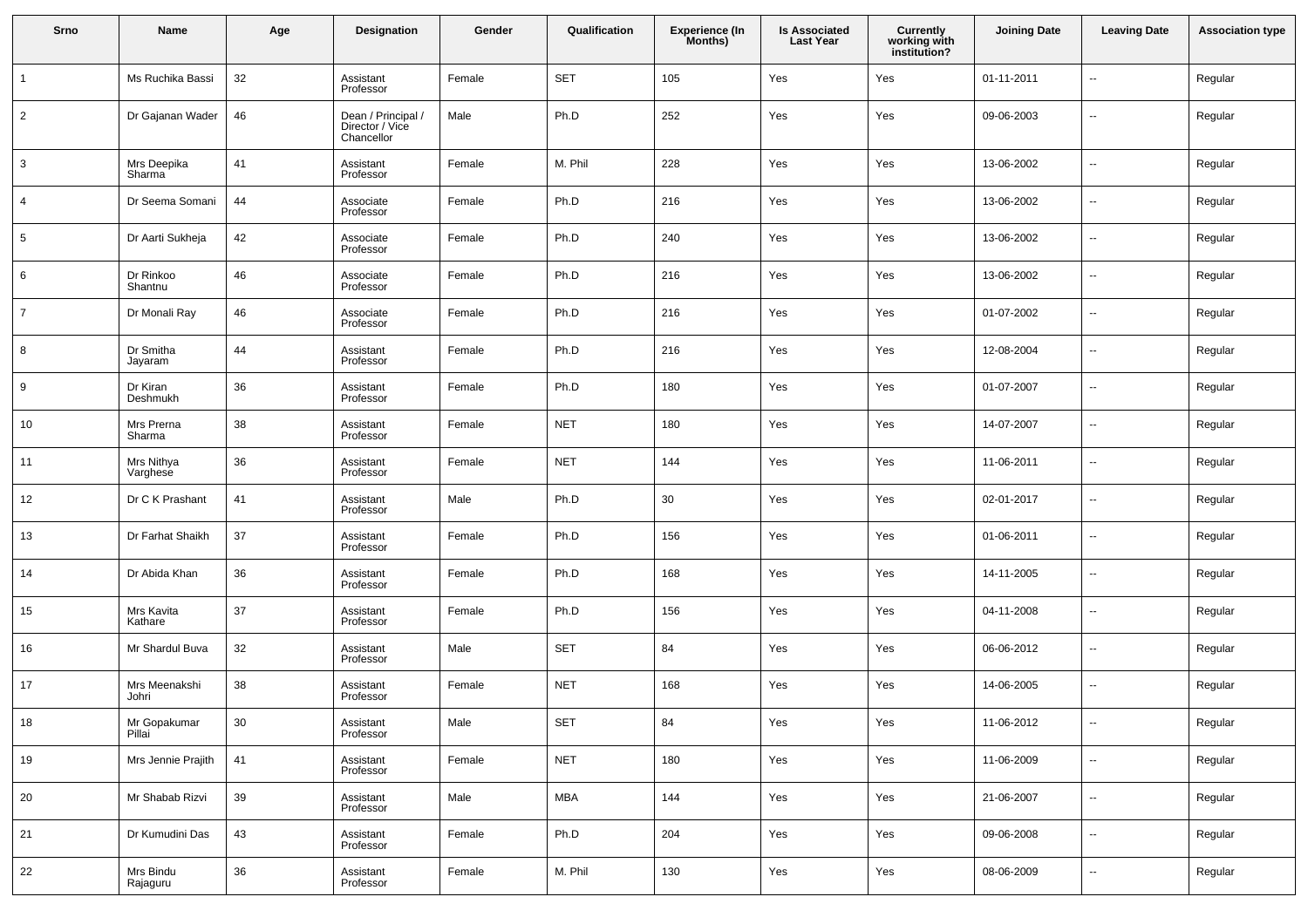| Srno | Name | Age | Designation | Gender | Qualification | Experience (In Months) | Is Associated Last Year | Currently working with institution? | Joining Date | Leaving Date | Association type |
|---|---|---|---|---|---|---|---|---|---|---|---|
| 1 | Ms Ruchika Bassi | 32 | Assistant Professor | Female | SET | 105 | Yes | Yes | 01-11-2011 | -- | Regular |
| 2 | Dr Gajanan Wader | 46 | Dean / Principal / Director / Vice Chancellor | Male | Ph.D | 252 | Yes | Yes | 09-06-2003 | -- | Regular |
| 3 | Mrs Deepika Sharma | 41 | Assistant Professor | Female | M. Phil | 228 | Yes | Yes | 13-06-2002 | -- | Regular |
| 4 | Dr Seema Somani | 44 | Associate Professor | Female | Ph.D | 216 | Yes | Yes | 13-06-2002 | -- | Regular |
| 5 | Dr Aarti Sukheja | 42 | Associate Professor | Female | Ph.D | 240 | Yes | Yes | 13-06-2002 | -- | Regular |
| 6 | Dr Rinkoo Shantnu | 46 | Associate Professor | Female | Ph.D | 216 | Yes | Yes | 13-06-2002 | -- | Regular |
| 7 | Dr Monali Ray | 46 | Associate Professor | Female | Ph.D | 216 | Yes | Yes | 01-07-2002 | -- | Regular |
| 8 | Dr Smitha Jayaram | 44 | Assistant Professor | Female | Ph.D | 216 | Yes | Yes | 12-08-2004 | -- | Regular |
| 9 | Dr Kiran Deshmukh | 36 | Assistant Professor | Female | Ph.D | 180 | Yes | Yes | 01-07-2007 | -- | Regular |
| 10 | Mrs Prerna Sharma | 38 | Assistant Professor | Female | NET | 180 | Yes | Yes | 14-07-2007 | -- | Regular |
| 11 | Mrs Nithya Varghese | 36 | Assistant Professor | Female | NET | 144 | Yes | Yes | 11-06-2011 | -- | Regular |
| 12 | Dr C K Prashant | 41 | Assistant Professor | Male | Ph.D | 30 | Yes | Yes | 02-01-2017 | -- | Regular |
| 13 | Dr Farhat Shaikh | 37 | Assistant Professor | Female | Ph.D | 156 | Yes | Yes | 01-06-2011 | -- | Regular |
| 14 | Dr Abida Khan | 36 | Assistant Professor | Female | Ph.D | 168 | Yes | Yes | 14-11-2005 | -- | Regular |
| 15 | Mrs Kavita Kathare | 37 | Assistant Professor | Female | Ph.D | 156 | Yes | Yes | 04-11-2008 | -- | Regular |
| 16 | Mr Shardul Buva | 32 | Assistant Professor | Male | SET | 84 | Yes | Yes | 06-06-2012 | -- | Regular |
| 17 | Mrs Meenakshi Johri | 38 | Assistant Professor | Female | NET | 168 | Yes | Yes | 14-06-2005 | -- | Regular |
| 18 | Mr Gopakumar Pillai | 30 | Assistant Professor | Male | SET | 84 | Yes | Yes | 11-06-2012 | -- | Regular |
| 19 | Mrs Jennie Prajith | 41 | Assistant Professor | Female | NET | 180 | Yes | Yes | 11-06-2009 | -- | Regular |
| 20 | Mr Shabab Rizvi | 39 | Assistant Professor | Male | MBA | 144 | Yes | Yes | 21-06-2007 | -- | Regular |
| 21 | Dr Kumudini Das | 43 | Assistant Professor | Female | Ph.D | 204 | Yes | Yes | 09-06-2008 | -- | Regular |
| 22 | Mrs Bindu Rajaguru | 36 | Assistant Professor | Female | M. Phil | 130 | Yes | Yes | 08-06-2009 | -- | Regular |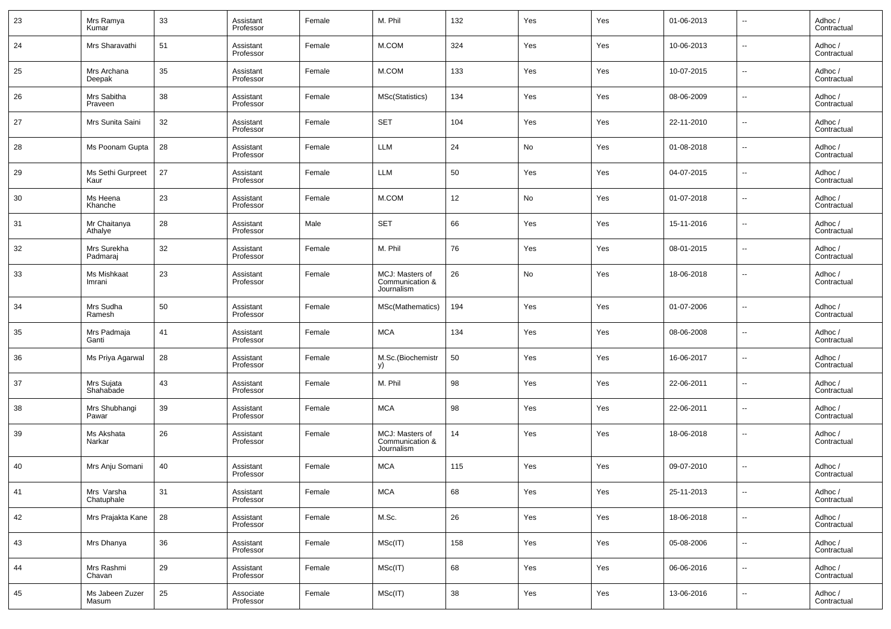| | | | | | | | | | | | |
|---|---|---|---|---|---|---|---|---|---|---|---|
| 23 | Mrs Ramya Kumar | 33 | Assistant Professor | Female | M. Phil | 132 | Yes | Yes | 01-06-2013 | -- | Adhoc / Contractual |
| 24 | Mrs Sharavathi | 51 | Assistant Professor | Female | M.COM | 324 | Yes | Yes | 10-06-2013 | -- | Adhoc / Contractual |
| 25 | Mrs Archana Deepak | 35 | Assistant Professor | Female | M.COM | 133 | Yes | Yes | 10-07-2015 | -- | Adhoc / Contractual |
| 26 | Mrs Sabitha Praveen | 38 | Assistant Professor | Female | MSc(Statistics) | 134 | Yes | Yes | 08-06-2009 | -- | Adhoc / Contractual |
| 27 | Mrs Sunita Saini | 32 | Assistant Professor | Female | SET | 104 | Yes | Yes | 22-11-2010 | -- | Adhoc / Contractual |
| 28 | Ms Poonam Gupta | 28 | Assistant Professor | Female | LLM | 24 | No | Yes | 01-08-2018 | -- | Adhoc / Contractual |
| 29 | Ms Sethi Gurpreet Kaur | 27 | Assistant Professor | Female | LLM | 50 | Yes | Yes | 04-07-2015 | -- | Adhoc / Contractual |
| 30 | Ms Heena Khanche | 23 | Assistant Professor | Female | M.COM | 12 | No | Yes | 01-07-2018 | -- | Adhoc / Contractual |
| 31 | Mr Chaitanya Athalye | 28 | Assistant Professor | Male | SET | 66 | Yes | Yes | 15-11-2016 | -- | Adhoc / Contractual |
| 32 | Mrs Surekha Padmaraj | 32 | Assistant Professor | Female | M. Phil | 76 | Yes | Yes | 08-01-2015 | -- | Adhoc / Contractual |
| 33 | Ms Mishkaat Imrani | 23 | Assistant Professor | Female | MCJ: Masters of Communication & Journalism | 26 | No | Yes | 18-06-2018 | -- | Adhoc / Contractual |
| 34 | Mrs Sudha Ramesh | 50 | Assistant Professor | Female | MSc(Mathematics) | 194 | Yes | Yes | 01-07-2006 | -- | Adhoc / Contractual |
| 35 | Mrs Padmaja Ganti | 41 | Assistant Professor | Female | MCA | 134 | Yes | Yes | 08-06-2008 | -- | Adhoc / Contractual |
| 36 | Ms Priya Agarwal | 28 | Assistant Professor | Female | M.Sc.(Biochemistry) | 50 | Yes | Yes | 16-06-2017 | -- | Adhoc / Contractual |
| 37 | Mrs Sujata Shahabade | 43 | Assistant Professor | Female | M. Phil | 98 | Yes | Yes | 22-06-2011 | -- | Adhoc / Contractual |
| 38 | Mrs Shubhangi Pawar | 39 | Assistant Professor | Female | MCA | 98 | Yes | Yes | 22-06-2011 | -- | Adhoc / Contractual |
| 39 | Ms Akshata Narkar | 26 | Assistant Professor | Female | MCJ: Masters of Communication & Journalism | 14 | Yes | Yes | 18-06-2018 | -- | Adhoc / Contractual |
| 40 | Mrs Anju Somani | 40 | Assistant Professor | Female | MCA | 115 | Yes | Yes | 09-07-2010 | -- | Adhoc / Contractual |
| 41 | Mrs Varsha Chatuphale | 31 | Assistant Professor | Female | MCA | 68 | Yes | Yes | 25-11-2013 | -- | Adhoc / Contractual |
| 42 | Mrs Prajakta Kane | 28 | Assistant Professor | Female | M.Sc. | 26 | Yes | Yes | 18-06-2018 | -- | Adhoc / Contractual |
| 43 | Mrs Dhanya | 36 | Assistant Professor | Female | MSc(IT) | 158 | Yes | Yes | 05-08-2006 | -- | Adhoc / Contractual |
| 44 | Mrs Rashmi Chavan | 29 | Assistant Professor | Female | MSc(IT) | 68 | Yes | Yes | 06-06-2016 | -- | Adhoc / Contractual |
| 45 | Ms Jabeen Zuzer Masum | 25 | Associate Professor | Female | MSc(IT) | 38 | Yes | Yes | 13-06-2016 | -- | Adhoc / Contractual |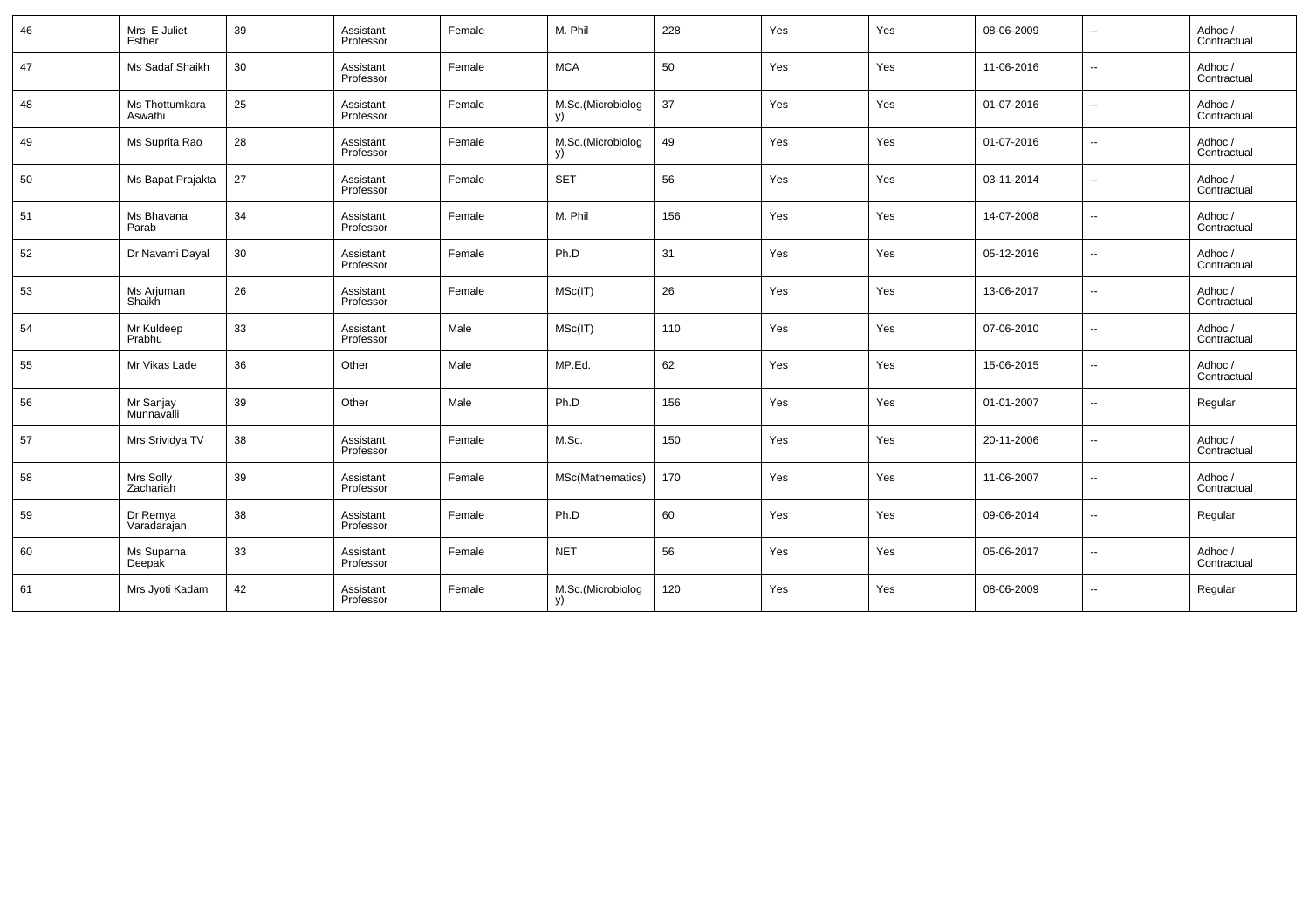| | | | | | | | | | | | |
|---|---|---|---|---|---|---|---|---|---|---|---|
| 46 | Mrs E Juliet Esther | 39 | Assistant Professor | Female | M. Phil | 228 | Yes | Yes | 08-06-2009 | -- | Adhoc / Contractual |
| 47 | Ms Sadaf Shaikh | 30 | Assistant Professor | Female | MCA | 50 | Yes | Yes | 11-06-2016 | -- | Adhoc / Contractual |
| 48 | Ms Thottumkara Aswathi | 25 | Assistant Professor | Female | M.Sc.(Microbiology) | 37 | Yes | Yes | 01-07-2016 | -- | Adhoc / Contractual |
| 49 | Ms Suprita Rao | 28 | Assistant Professor | Female | M.Sc.(Microbiology) | 49 | Yes | Yes | 01-07-2016 | -- | Adhoc / Contractual |
| 50 | Ms Bapat Prajakta | 27 | Assistant Professor | Female | SET | 56 | Yes | Yes | 03-11-2014 | -- | Adhoc / Contractual |
| 51 | Ms Bhavana Parab | 34 | Assistant Professor | Female | M. Phil | 156 | Yes | Yes | 14-07-2008 | -- | Adhoc / Contractual |
| 52 | Dr Navami Dayal | 30 | Assistant Professor | Female | Ph.D | 31 | Yes | Yes | 05-12-2016 | -- | Adhoc / Contractual |
| 53 | Ms Arjuman Shaikh | 26 | Assistant Professor | Female | MSc(IT) | 26 | Yes | Yes | 13-06-2017 | -- | Adhoc / Contractual |
| 54 | Mr Kuldeep Prabhu | 33 | Assistant Professor | Male | MSc(IT) | 110 | Yes | Yes | 07-06-2010 | -- | Adhoc / Contractual |
| 55 | Mr Vikas Lade | 36 | Other | Male | MP.Ed. | 62 | Yes | Yes | 15-06-2015 | -- | Adhoc / Contractual |
| 56 | Mr Sanjay Munnavalli | 39 | Other | Male | Ph.D | 156 | Yes | Yes | 01-01-2007 | -- | Regular |
| 57 | Mrs Srividya TV | 38 | Assistant Professor | Female | M.Sc. | 150 | Yes | Yes | 20-11-2006 | -- | Adhoc / Contractual |
| 58 | Mrs Solly Zachariah | 39 | Assistant Professor | Female | MSc(Mathematics) | 170 | Yes | Yes | 11-06-2007 | -- | Adhoc / Contractual |
| 59 | Dr Remya Varadarajan | 38 | Assistant Professor | Female | Ph.D | 60 | Yes | Yes | 09-06-2014 | -- | Regular |
| 60 | Ms Suparna Deepak | 33 | Assistant Professor | Female | NET | 56 | Yes | Yes | 05-06-2017 | -- | Adhoc / Contractual |
| 61 | Mrs Jyoti Kadam | 42 | Assistant Professor | Female | M.Sc.(Microbiology) | 120 | Yes | Yes | 08-06-2009 | -- | Regular |